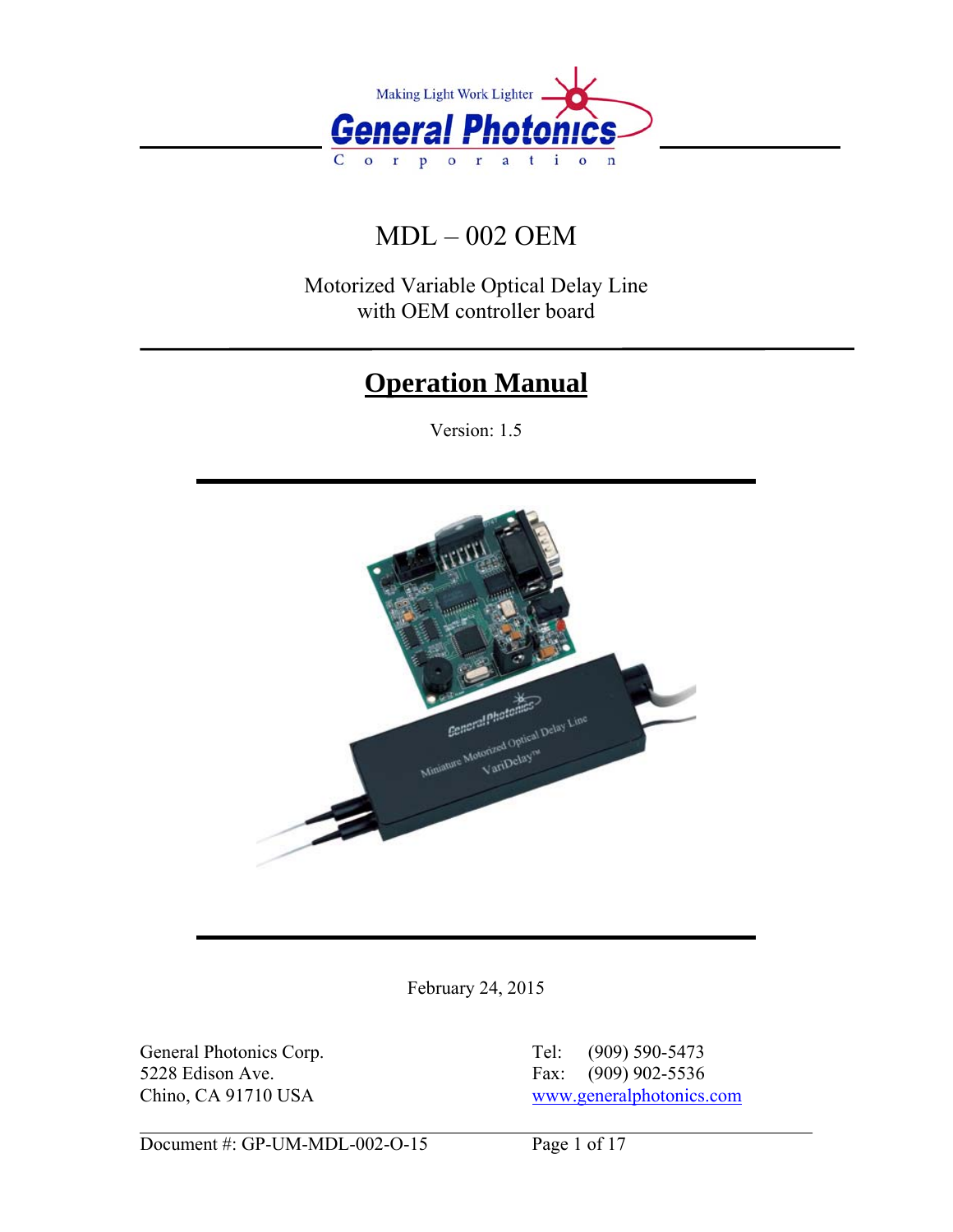Making Light Work Lighter

**General Photonics**

Corporation

# MDL – 002 OEM

Motorized Variable Optical Delay Line
with OEM controller board

## Operation Manual

Version: 1.5

February 24, 2015

General Photonics Corp.
5228 Edison Ave.
Chino, CA 91710 USA

Tel: (909) 590-5473
Fax: (909) 902-5536
www.generalphotonics.com

Document #: GP-UM-MDL-002-O-15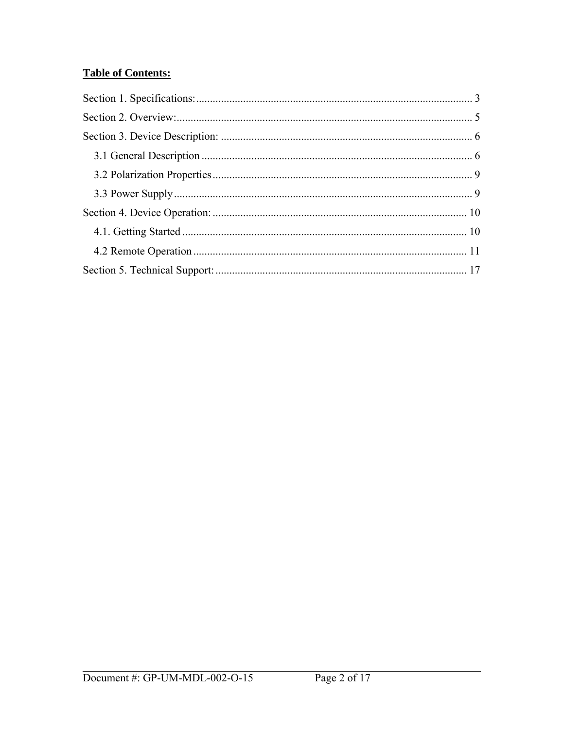**Table of Contents:**

Section 1. Specifications: ........................................................................................ 3

Section 2. Overview: ................................................................................................ 5

Section 3. Device Description: ................................................................................. 6

- 3.1 General Description ........................................................................................ 6
- 3.2 Polarization Properties .................................................................................... 9
- 3.3 Power Supply .................................................................................................. 9

Section 4. Device Operation: .................................................................................. 10

- 4.1. Getting Started ............................................................................................. 10
- 4.2 Remote Operation .......................................................................................... 11

Section 5. Technical Support: .................................................................................. 17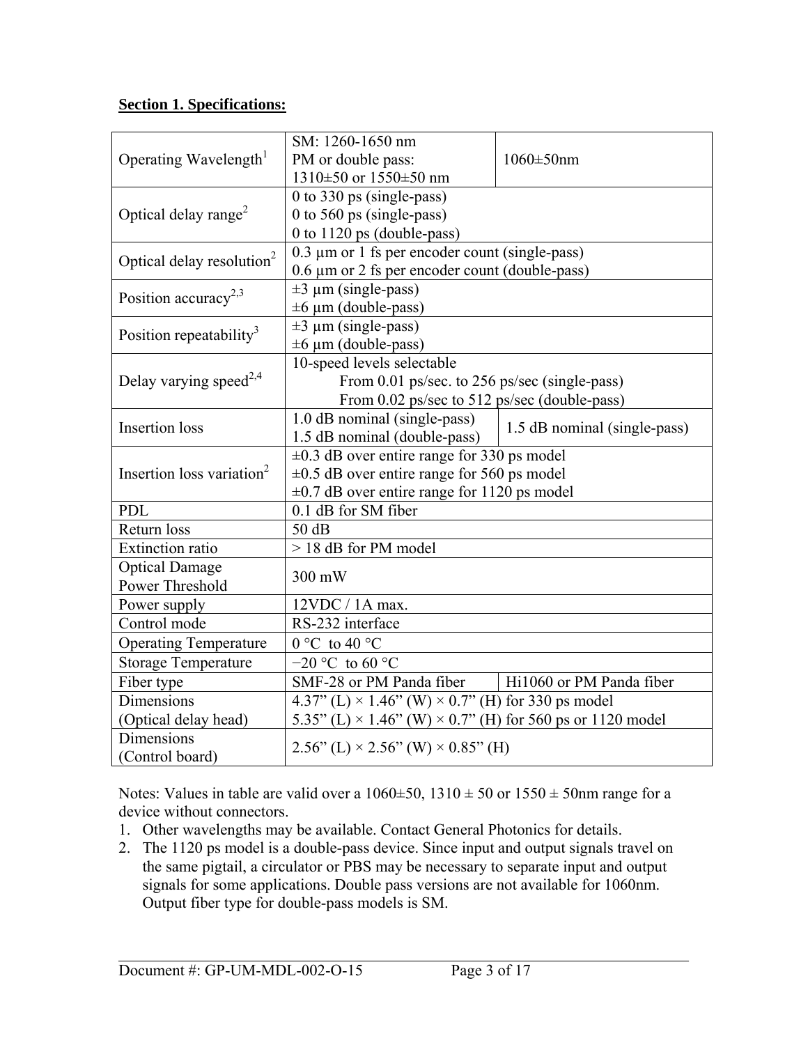**Section 1. Specifications:**

| | | |
|---|---|---|
| Operating Wavelength[1] | SM: 1260-1650 nm<br>PM or double pass:<br>1310±50 or 1550±50 nm | 1060±50nm |
| Optical delay range[2] | 0 to 330 ps (single-pass)<br>0 to 560 ps (single-pass)<br>0 to 1120 ps (double-pass) | |
| Optical delay resolution[2] | 0.3 µm or 1 fs per encoder count (single-pass)<br>0.6 µm or 2 fs per encoder count (double-pass) | |
| Position accuracy[2,3] | ±3 µm (single-pass)<br>±6 µm (double-pass) | |
| Position repeatability[3] | ±3 µm (single-pass)<br>±6 µm (double-pass) | |
| Delay varying speed[2,4] | 10-speed levels selectable<br>From 0.01 ps/sec. to 256 ps/sec (single-pass)<br>From 0.02 ps/sec to 512 ps/sec (double-pass) | |
| Insertion loss | 1.0 dB nominal (single-pass)<br>1.5 dB nominal (double-pass) | 1.5 dB nominal (single-pass) |
| Insertion loss variation[2] | ±0.3 dB over entire range for 330 ps model<br>±0.5 dB over entire range for 560 ps model<br>±0.7 dB over entire range for 1120 ps model | |
| PDL | 0.1 dB for SM fiber | |
| Return loss | 50 dB | |
| Extinction ratio | > 18 dB for PM model | |
| Optical Damage Power Threshold | 300 mW | |
| Power supply | 12VDC / 1A max. | |
| Control mode | RS-232 interface | |
| Operating Temperature | 0 °C to 40 °C | |
| Storage Temperature | −20 °C to 60 °C | |
| Fiber type | SMF-28 or PM Panda fiber | Hi1060 or PM Panda fiber |
| Dimensions (Optical delay head) | 4.37" (L) × 1.46" (W) × 0.7" (H) for 330 ps model<br>5.35" (L) × 1.46" (W) × 0.7" (H) for 560 ps or 1120 model | |
| Dimensions (Control board) | 2.56" (L) × 2.56" (W) × 0.85" (H) | |

Notes: Values in table are valid over a 1060±50, 1310 ± 50 or 1550 ± 50nm range for a device without connectors.

1. Other wavelengths may be available. Contact General Photonics for details.
2. The 1120 ps model is a double-pass device. Since input and output signals travel on the same pigtail, a circulator or PBS may be necessary to separate input and output signals for some applications. Double pass versions are not available for 1060nm. Output fiber type for double-pass models is SM.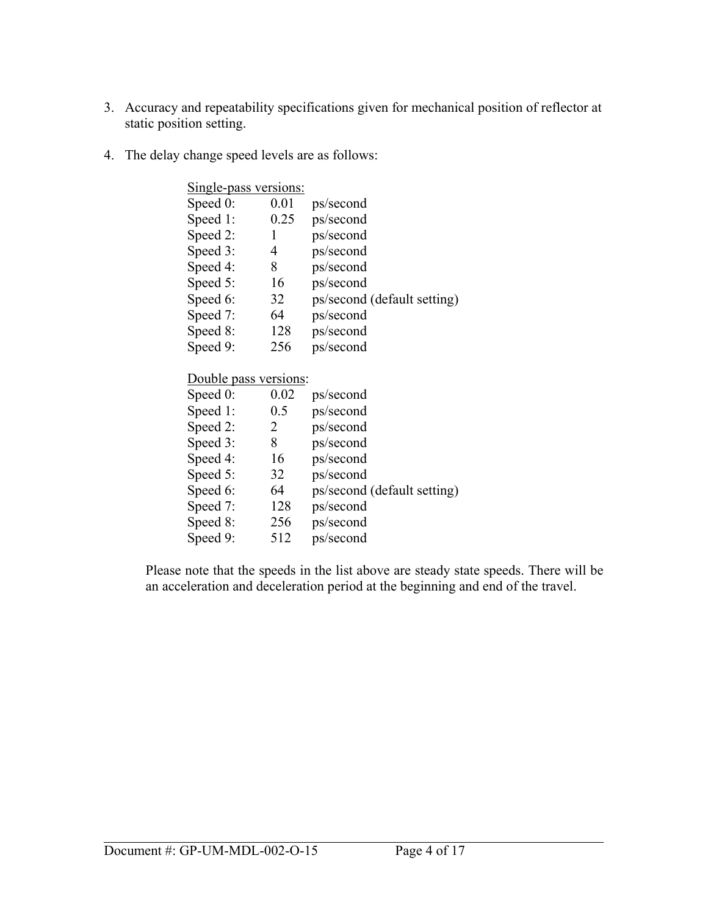3. Accuracy and repeatability specifications given for mechanical position of reflector at static position setting.

4. The delay change speed levels are as follows:

   <u>Single-pass versions:</u>

   | | | |
   |---|---|---|
   | Speed 0: | 0.01 | ps/second |
   | Speed 1: | 0.25 | ps/second |
   | Speed 2: | 1 | ps/second |
   | Speed 3: | 4 | ps/second |
   | Speed 4: | 8 | ps/second |
   | Speed 5: | 16 | ps/second |
   | Speed 6: | 32 | ps/second (default setting) |
   | Speed 7: | 64 | ps/second |
   | Speed 8: | 128 | ps/second |
   | Speed 9: | 256 | ps/second |

   <u>Double pass versions</u>:

   | | | |
   |---|---|---|
   | Speed 0: | 0.02 | ps/second |
   | Speed 1: | 0.5 | ps/second |
   | Speed 2: | 2 | ps/second |
   | Speed 3: | 8 | ps/second |
   | Speed 4: | 16 | ps/second |
   | Speed 5: | 32 | ps/second |
   | Speed 6: | 64 | ps/second (default setting) |
   | Speed 7: | 128 | ps/second |
   | Speed 8: | 256 | ps/second |
   | Speed 9: | 512 | ps/second |

   Please note that the speeds in the list above are steady state speeds. There will be an acceleration and deceleration period at the beginning and end of the travel.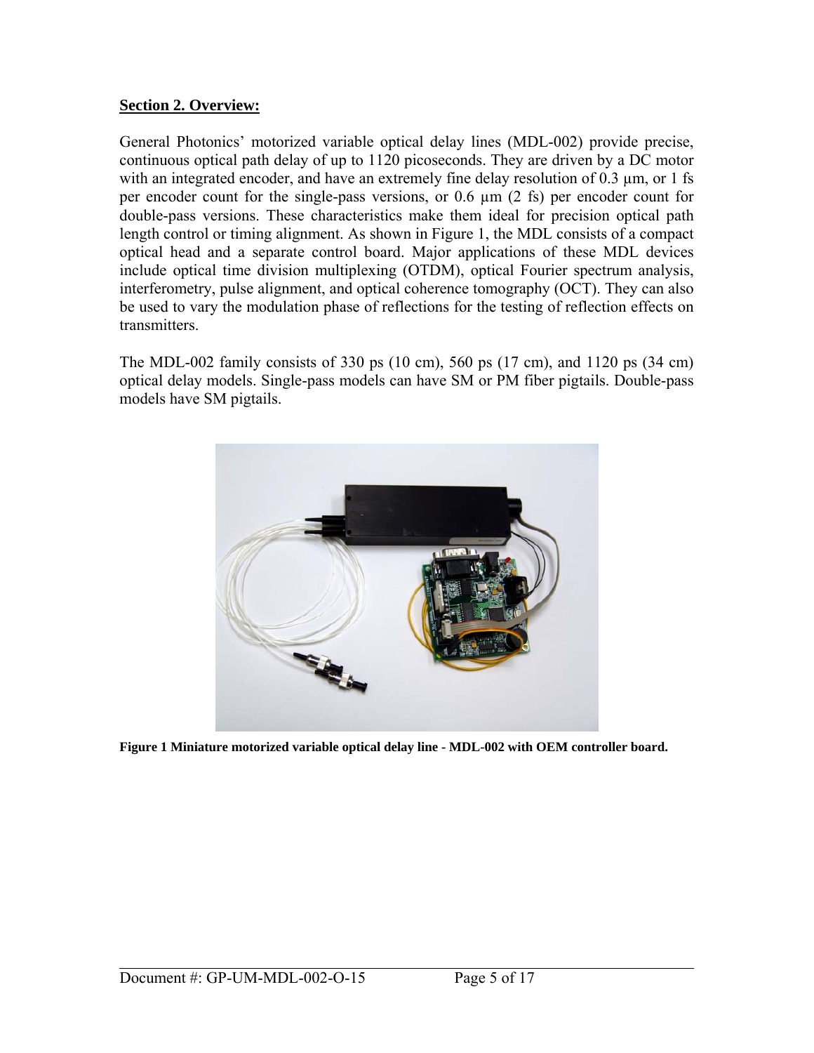## Section 2. Overview:

General Photonics' motorized variable optical delay lines (MDL-002) provide precise, continuous optical path delay of up to 1120 picoseconds. They are driven by a DC motor with an integrated encoder, and have an extremely fine delay resolution of 0.3 µm, or 1 fs per encoder count for the single-pass versions, or 0.6 µm (2 fs) per encoder count for double-pass versions. These characteristics make them ideal for precision optical path length control or timing alignment. As shown in Figure 1, the MDL consists of a compact optical head and a separate control board. Major applications of these MDL devices include optical time division multiplexing (OTDM), optical Fourier spectrum analysis, interferometry, pulse alignment, and optical coherence tomography (OCT). They can also be used to vary the modulation phase of reflections for the testing of reflection effects on transmitters.

The MDL-002 family consists of 330 ps (10 cm), 560 ps (17 cm), and 1120 ps (34 cm) optical delay models. Single-pass models can have SM or PM fiber pigtails. Double-pass models have SM pigtails.

**Figure 1 Miniature motorized variable optical delay line - MDL-002 with OEM controller board.**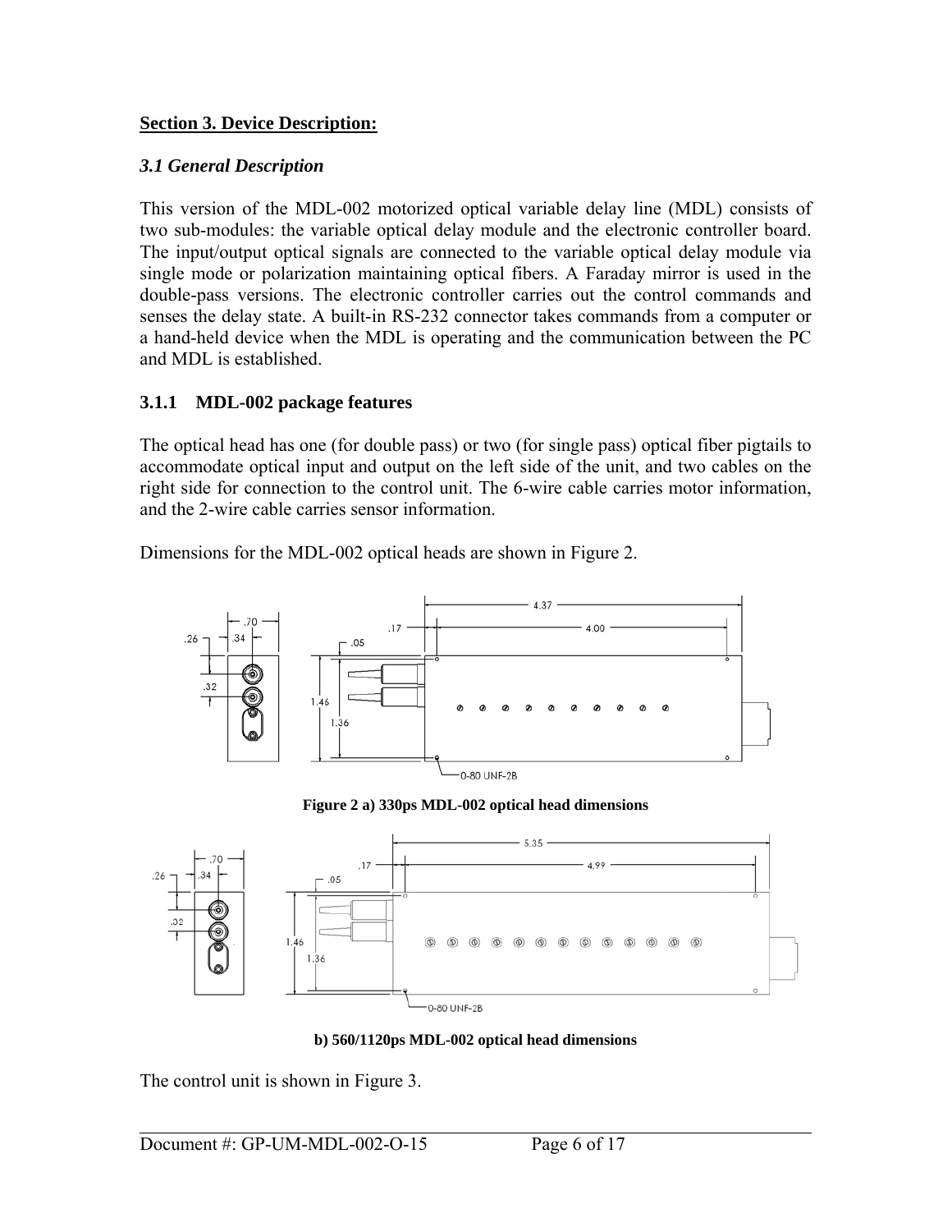## Section 3. Device Description:

### *3.1 General Description*

This version of the MDL-002 motorized optical variable delay line (MDL) consists of two sub-modules: the variable optical delay module and the electronic controller board. The input/output optical signals are connected to the variable optical delay module via single mode or polarization maintaining optical fibers. A Faraday mirror is used in the double-pass versions. The electronic controller carries out the control commands and senses the delay state. A built-in RS-232 connector takes commands from a computer or a hand-held device when the MDL is operating and the communication between the PC and MDL is established.

### 3.1.1 MDL-002 package features

The optical head has one (for double pass) or two (for single pass) optical fiber pigtails to accommodate optical input and output on the left side of the unit, and two cables on the right side for connection to the control unit. The 6-wire cable carries motor information, and the 2-wire cable carries sensor information.

Dimensions for the MDL-002 optical heads are shown in Figure 2.

**Figure 2 a) 330ps MDL-002 optical head dimensions**

**b) 560/1120ps MDL-002 optical head dimensions**

The control unit is shown in Figure 3.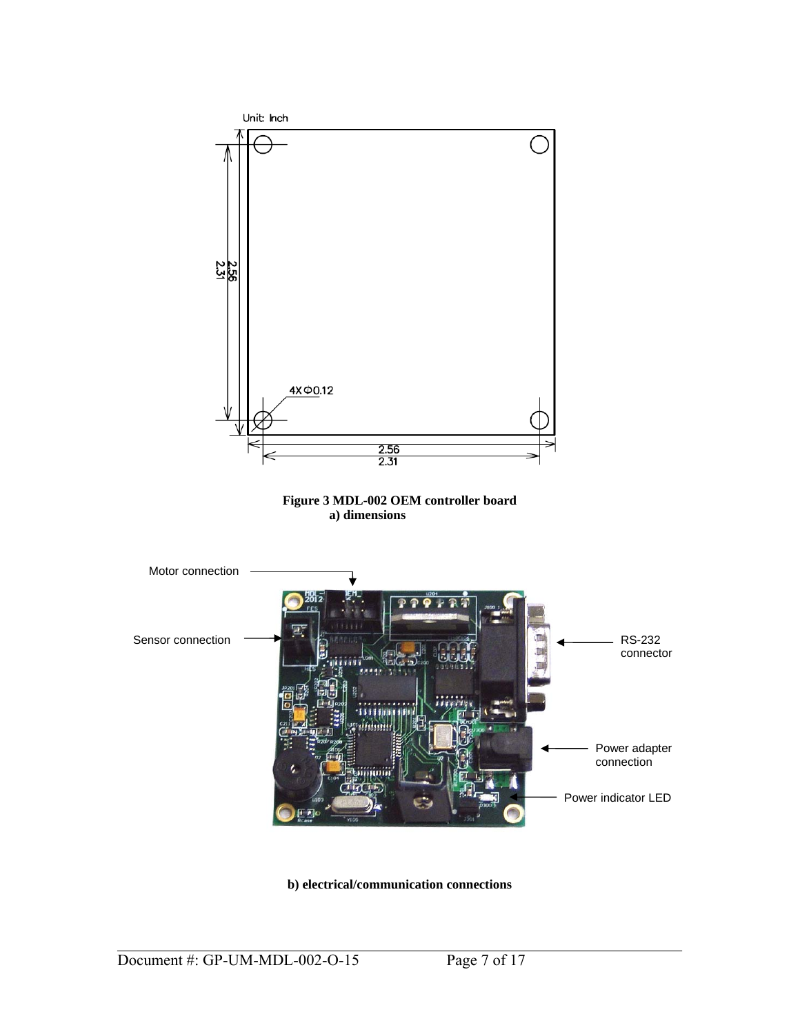Unit: Inch

2.56

2.31

4X Φ0.12

2.56

2.31

**Figure 3 MDL-002 OEM controller board**
**a) dimensions**

Motor connection

Sensor connection

RS-232 connector

Power adapter connection

Power indicator LED

**b) electrical/communication connections**

Document #: GP-UM-MDL-002-O-15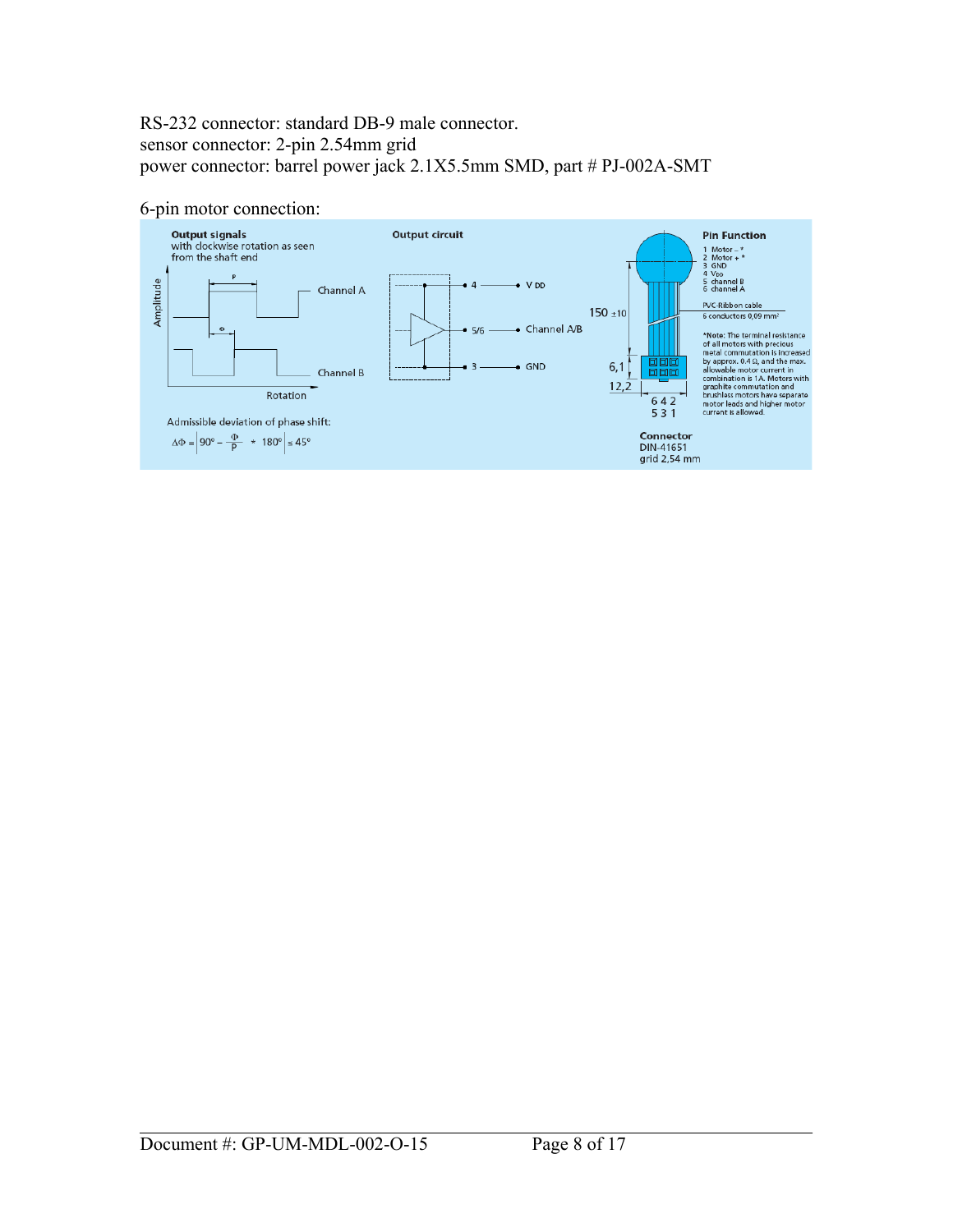RS-232 connector: standard DB-9 male connector.
sensor connector: 2-pin 2.54mm grid
power connector: barrel power jack 2.1X5.5mm SMD, part # PJ-002A-SMT

6-pin motor connection:

**Output signals**
with clockwise rotation as seen from the shaft end

P

Channel A

Φ

Channel B

Amplitude

Rotation

Admissible deviation of phase shift:

$$\Delta\Phi = \left| 90^\circ - \frac{\Phi}{P} * 180^\circ \right| \le 45^\circ$$

**Output circuit**

4 — V DD

5/6 — Channel A/B

3 — GND

150 ±10

6,1

12,2

6 4 2
5 3 1

**Connector**
DIN-41651
grid 2,54 mm

**Pin Function**

1 Motor – *
2 Motor + *
3 GND
4 $V_{DD}$
5 channel B
6 channel A

PVC-Ribbon cable
6 conductors 0,09 mm²

*Note: The terminal resistance of all motors with precious metal commutation is increased by approx. 0.4 Ω, and the max. allowable motor current in combination is 1A. Motors with graphite commutation and brushless motors have separate motor leads and higher motor current is allowed.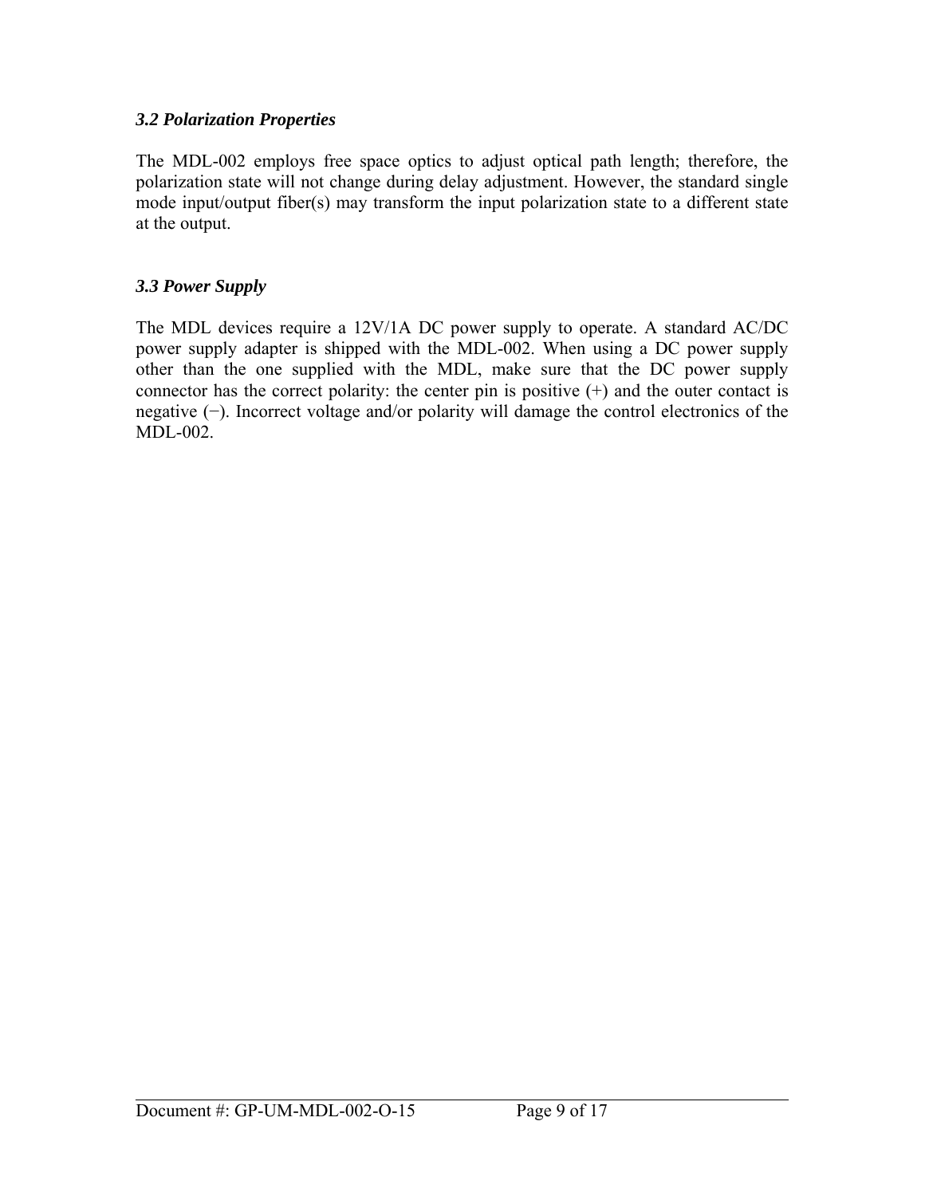### *3.2 Polarization Properties*

The MDL-002 employs free space optics to adjust optical path length; therefore, the polarization state will not change during delay adjustment. However, the standard single mode input/output fiber(s) may transform the input polarization state to a different state at the output.

### *3.3 Power Supply*

The MDL devices require a 12V/1A DC power supply to operate. A standard AC/DC power supply adapter is shipped with the MDL-002. When using a DC power supply other than the one supplied with the MDL, make sure that the DC power supply connector has the correct polarity: the center pin is positive (+) and the outer contact is negative (−). Incorrect voltage and/or polarity will damage the control electronics of the MDL-002.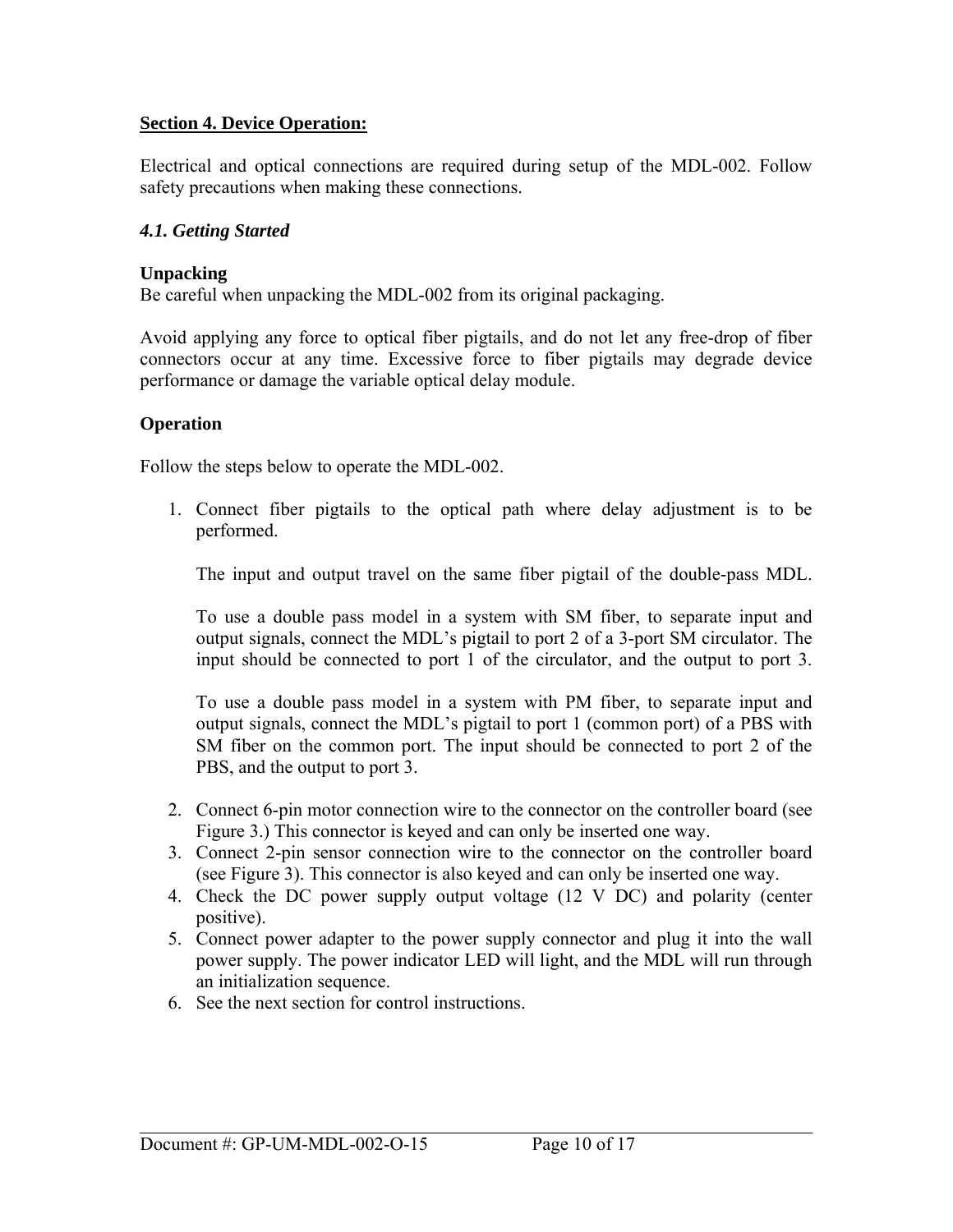## Section 4. Device Operation:

Electrical and optical connections are required during setup of the MDL-002. Follow safety precautions when making these connections.

### *4.1. Getting Started*

**Unpacking**

Be careful when unpacking the MDL-002 from its original packaging.

Avoid applying any force to optical fiber pigtails, and do not let any free-drop of fiber connectors occur at any time. Excessive force to fiber pigtails may degrade device performance or damage the variable optical delay module.

**Operation**

Follow the steps below to operate the MDL-002.

1. Connect fiber pigtails to the optical path where delay adjustment is to be performed.

   The input and output travel on the same fiber pigtail of the double-pass MDL.

   To use a double pass model in a system with SM fiber, to separate input and output signals, connect the MDL's pigtail to port 2 of a 3-port SM circulator. The input should be connected to port 1 of the circulator, and the output to port 3.

   To use a double pass model in a system with PM fiber, to separate input and output signals, connect the MDL's pigtail to port 1 (common port) of a PBS with SM fiber on the common port. The input should be connected to port 2 of the PBS, and the output to port 3.

2. Connect 6-pin motor connection wire to the connector on the controller board (see Figure 3.) This connector is keyed and can only be inserted one way.
3. Connect 2-pin sensor connection wire to the connector on the controller board (see Figure 3). This connector is also keyed and can only be inserted one way.
4. Check the DC power supply output voltage (12 V DC) and polarity (center positive).
5. Connect power adapter to the power supply connector and plug it into the wall power supply. The power indicator LED will light, and the MDL will run through an initialization sequence.
6. See the next section for control instructions.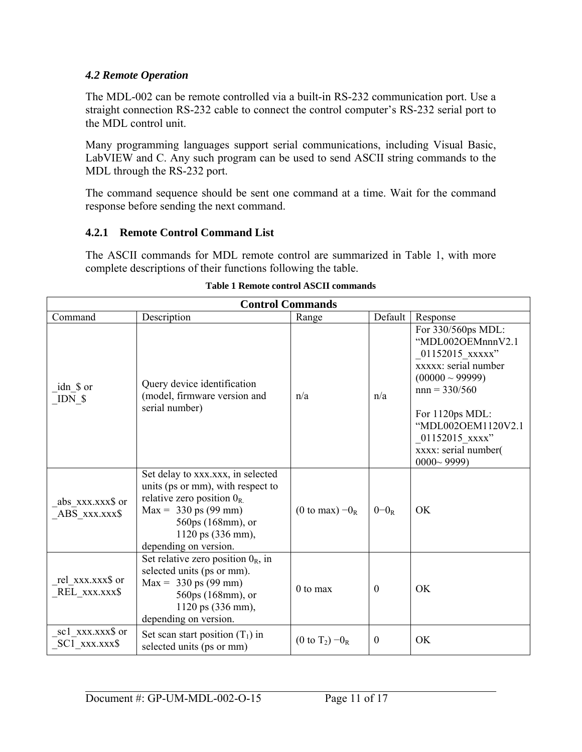### *4.2 Remote Operation*

The MDL-002 can be remote controlled via a built-in RS-232 communication port. Use a straight connection RS-232 cable to connect the control computer's RS-232 serial port to the MDL control unit.

Many programming languages support serial communications, including Visual Basic, LabVIEW and C. Any such program can be used to send ASCII string commands to the MDL through the RS-232 port.

The command sequence should be sent one command at a time. Wait for the command response before sending the next command.

#### 4.2.1 Remote Control Command List

The ASCII commands for MDL remote control are summarized in Table 1, with more complete descriptions of their functions following the table.

**Table 1 Remote control ASCII commands**

| **Control Commands** | | | | |
|---|---|---|---|---|
| Command | Description | Range | Default | Response |
| _idn_$ or<br>_IDN_$ | Query device identification (model, firmware version and serial number) | n/a | n/a | For 330/560ps MDL:<br>"MDL002OEMnnnV2.1_01152015_xxxxx"<br>xxxxx: serial number (00000 ~ 99999)<br>nnn = 330/560<br><br>For 1120ps MDL:<br>"MDL002OEM1120V2.1_01152015_xxxx"<br>xxxx: serial number( 0000~ 9999) |
| _abs_xxx.xxx$ or<br>_ABS_xxx.xxx$ | Set delay to xxx.xxx, in selected units (ps or mm), with respect to relative zero position $0_R$.<br>Max = 330 ps (99 mm)<br>560ps (168mm), or<br>1120 ps (336 mm),<br>depending on version. | (0 to max) $-0_R$ | $0-0_R$ | OK |
| _rel_xxx.xxx$ or<br>_REL_xxx.xxx$ | Set relative zero position $0_R$, in selected units (ps or mm).<br>Max = 330 ps (99 mm)<br>560ps (168mm), or<br>1120 ps (336 mm),<br>depending on version. | 0 to max | 0 | OK |
| _sc1_xxx.xxx$ or<br>_SC1_xxx.xxx$ | Set scan start position ($T_1$) in selected units (ps or mm) | (0 to $T_2$) $-0_R$ | 0 | OK |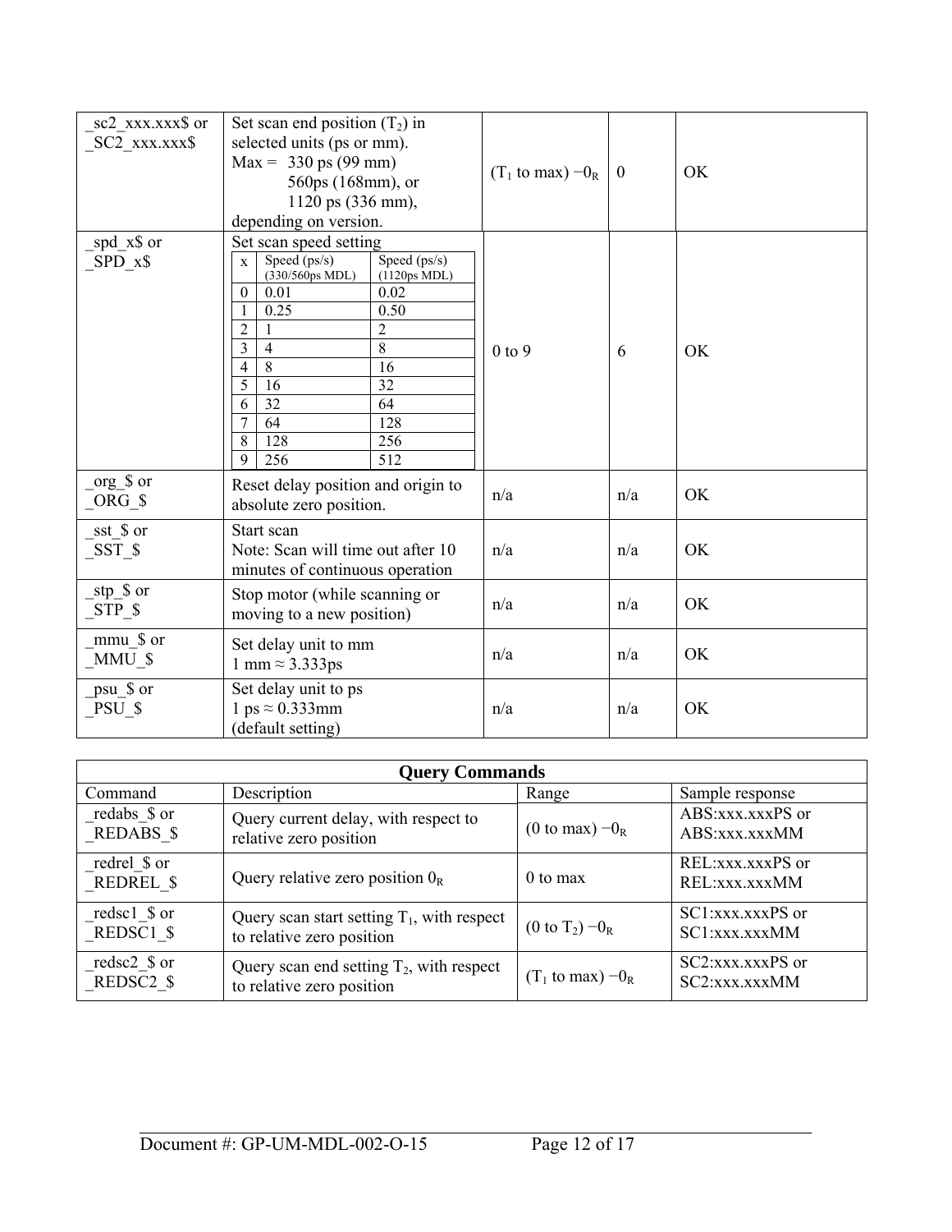| | | | | |
|---|---|---|---|---|
| _sc2_xxx.xxx$ or _SC2_xxx.xxx$ | Set scan end position ($T_2$) in selected units (ps or mm).<br>Max = 330 ps (99 mm)<br>560ps (168mm), or<br>1120 ps (336 mm),<br>depending on version. | ($T_1$ to max) $-0_R$ | 0 | OK |
| _spd_x$ or _SPD_x$ | Set scan speed setting<br>x / Speed (ps/s) (330/560ps MDL) / Speed (ps/s) (1120ps MDL)<br>0 / 0.01 / 0.02<br>1 / 0.25 / 0.50<br>2 / 1 / 2<br>3 / 4 / 8<br>4 / 8 / 16<br>5 / 16 / 32<br>6 / 32 / 64<br>7 / 64 / 128<br>8 / 128 / 256<br>9 / 256 / 512 | 0 to 9 | 6 | OK |
| _org_$ or _ORG_$ | Reset delay position and origin to absolute zero position. | n/a | n/a | OK |
| _sst_$ or _SST_$ | Start scan<br>Note: Scan will time out after 10 minutes of continuous operation | n/a | n/a | OK |
| _stp_$ or _STP_$ | Stop motor (while scanning or moving to a new position) | n/a | n/a | OK |
| _mmu_$ or _MMU_$ | Set delay unit to mm<br>1 mm ≈ 3.333ps | n/a | n/a | OK |
| _psu_$ or _PSU_$ | Set delay unit to ps<br>1 ps ≈ 0.333mm<br>(default setting) | n/a | n/a | OK |

**Query Commands**

| Command | Description | Range | Sample response |
|---|---|---|---|
| _redabs_$ or _REDABS_$ | Query current delay, with respect to relative zero position | (0 to max) $-0_R$ | ABS:xxx.xxxPS or ABS:xxx.xxxMM |
| _redrel_$ or _REDREL_$ | Query relative zero position $0_R$ | 0 to max | REL:xxx.xxxPS or REL:xxx.xxxMM |
| _redsc1_$ or _REDSC1_$ | Query scan start setting $T_1$, with respect to relative zero position | (0 to $T_2$) $-0_R$ | SC1:xxx.xxxPS or SC1:xxx.xxxMM |
| _redsc2_$ or _REDSC2_$ | Query scan end setting $T_2$, with respect to relative zero position | ($T_1$ to max) $-0_R$ | SC2:xxx.xxxPS or SC2:xxx.xxxMM |

Document #: GP-UM-MDL-002-O-15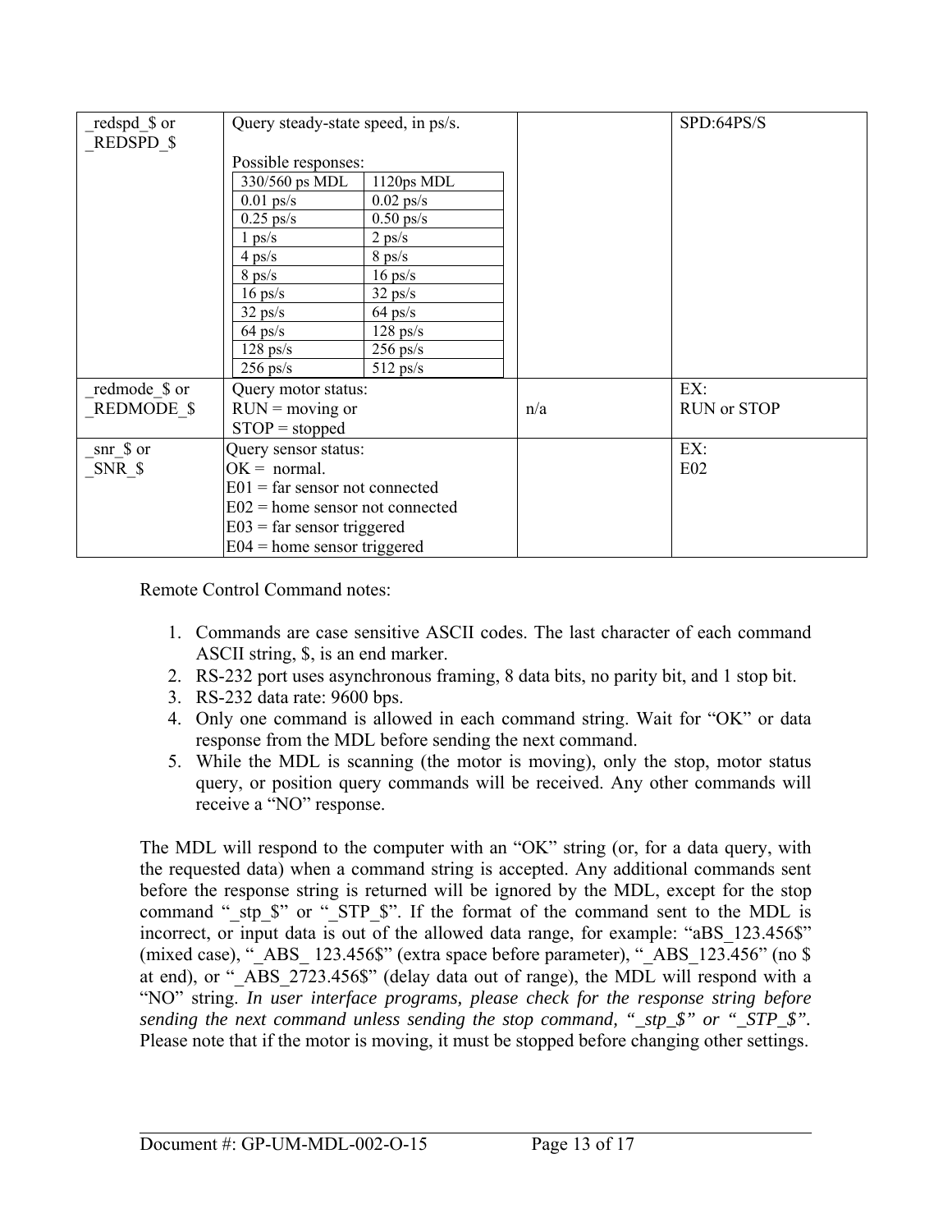| _redspd_$ or _REDSPD_$ | Query steady-state speed, in ps/s.<br><br>Possible responses:<br>330/560 ps MDL: 0.01 ps/s, 0.25 ps/s, 1 ps/s, 4 ps/s, 8 ps/s, 16 ps/s, 32 ps/s, 64 ps/s, 128 ps/s, 256 ps/s<br>1120ps MDL: 0.02 ps/s, 0.50 ps/s, 2 ps/s, 8 ps/s, 16 ps/s, 32 ps/s, 64 ps/s, 128 ps/s, 256 ps/s, 512 ps/s | | SPD:64PS/S |
|---|---|---|---|
| _redmode_$ or _REDMODE_$ | Query motor status:<br>RUN = moving or<br>STOP = stopped | n/a | EX:<br>RUN or STOP |
| _snr_$ or _SNR_$ | Query sensor status:<br>OK = normal.<br>E01 = far sensor not connected<br>E02 = home sensor not connected<br>E03 = far sensor triggered<br>E04 = home sensor triggered | | EX:<br>E02 |

Possible responses for _redspd_$ or _REDSPD_$:

| 330/560 ps MDL | 1120ps MDL |
|---|---|
| 0.01 ps/s | 0.02 ps/s |
| 0.25 ps/s | 0.50 ps/s |
| 1 ps/s | 2 ps/s |
| 4 ps/s | 8 ps/s |
| 8 ps/s | 16 ps/s |
| 16 ps/s | 32 ps/s |
| 32 ps/s | 64 ps/s |
| 64 ps/s | 128 ps/s |
| 128 ps/s | 256 ps/s |
| 256 ps/s | 512 ps/s |

Remote Control Command notes:

1. Commands are case sensitive ASCII codes. The last character of each command ASCII string, $, is an end marker.
2. RS-232 port uses asynchronous framing, 8 data bits, no parity bit, and 1 stop bit.
3. RS-232 data rate: 9600 bps.
4. Only one command is allowed in each command string. Wait for "OK" or data response from the MDL before sending the next command.
5. While the MDL is scanning (the motor is moving), only the stop, motor status query, or position query commands will be received. Any other commands will receive a "NO" response.

The MDL will respond to the computer with an "OK" string (or, for a data query, with the requested data) when a command string is accepted. Any additional commands sent before the response string is returned will be ignored by the MDL, except for the stop command "_stp_$" or "_STP_$". If the format of the command sent to the MDL is incorrect, or input data is out of the allowed data range, for example: "aBS_123.456$" (mixed case), "_ABS_ 123.456$" (extra space before parameter), "_ABS_123.456" (no $ at end), or "_ABS_2723.456$" (delay data out of range), the MDL will respond with a "NO" string. *In user interface programs, please check for the response string before sending the next command unless sending the stop command, "_stp_$" or "_STP_$".* Please note that if the motor is moving, it must be stopped before changing other settings.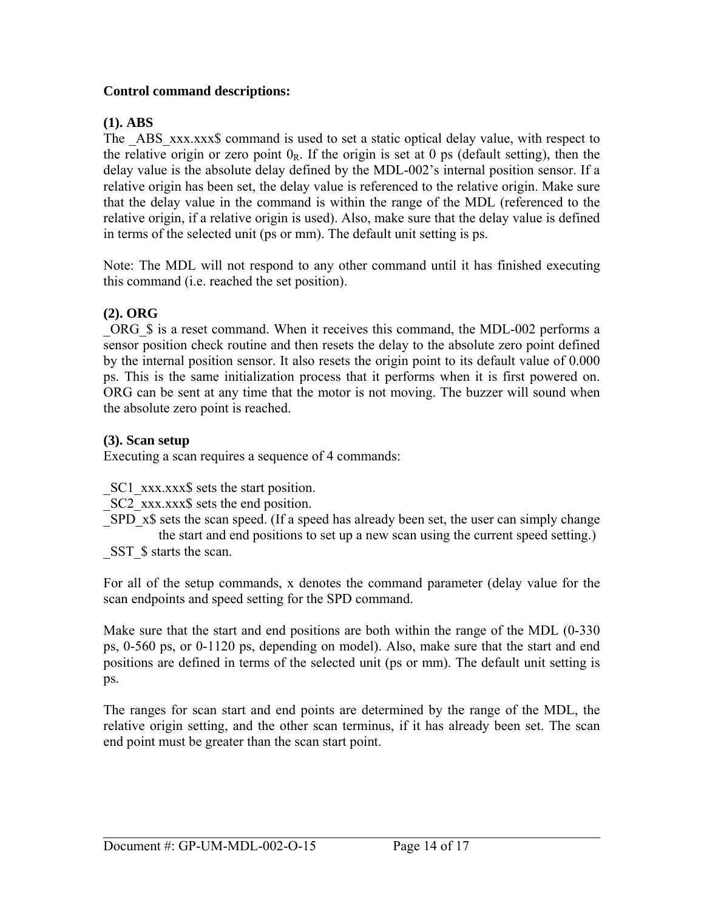**Control command descriptions:**

**(1). ABS**

The _ABS_xxx.xxx$ command is used to set a static optical delay value, with respect to the relative origin or zero point $0_R$. If the origin is set at 0 ps (default setting), then the delay value is the absolute delay defined by the MDL-002's internal position sensor. If a relative origin has been set, the delay value is referenced to the relative origin. Make sure that the delay value in the command is within the range of the MDL (referenced to the relative origin, if a relative origin is used). Also, make sure that the delay value is defined in terms of the selected unit (ps or mm). The default unit setting is ps.

Note: The MDL will not respond to any other command until it has finished executing this command (i.e. reached the set position).

**(2). ORG**

_ORG_$ is a reset command. When it receives this command, the MDL-002 performs a sensor position check routine and then resets the delay to the absolute zero point defined by the internal position sensor. It also resets the origin point to its default value of 0.000 ps. This is the same initialization process that it performs when it is first powered on. ORG can be sent at any time that the motor is not moving. The buzzer will sound when the absolute zero point is reached.

**(3). Scan setup**

Executing a scan requires a sequence of 4 commands:

_SC1_xxx.xxx$ sets the start position.
_SC2_xxx.xxx$ sets the end position.
_SPD_x$ sets the scan speed. (If a speed has already been set, the user can simply change the start and end positions to set up a new scan using the current speed setting.)
_SST_$ starts the scan.

For all of the setup commands, x denotes the command parameter (delay value for the scan endpoints and speed setting for the SPD command.

Make sure that the start and end positions are both within the range of the MDL (0-330 ps, 0-560 ps, or 0-1120 ps, depending on model). Also, make sure that the start and end positions are defined in terms of the selected unit (ps or mm). The default unit setting is ps.

The ranges for scan start and end points are determined by the range of the MDL, the relative origin setting, and the other scan terminus, if it has already been set. The scan end point must be greater than the scan start point.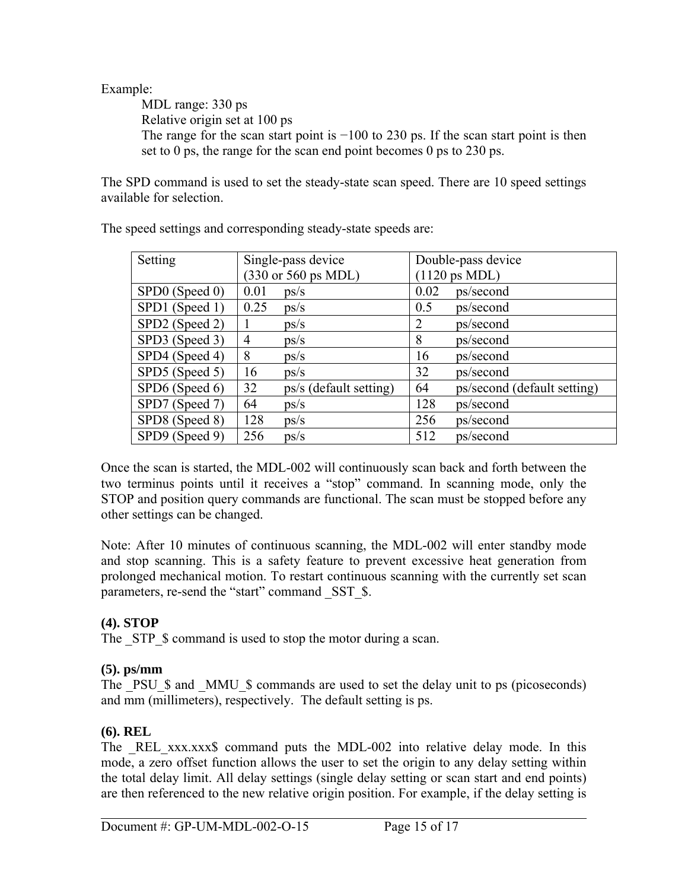Example:

MDL range: 330 ps
Relative origin set at 100 ps
The range for the scan start point is −100 to 230 ps. If the scan start point is then set to 0 ps, the range for the scan end point becomes 0 ps to 230 ps.

The SPD command is used to set the steady-state scan speed. There are 10 speed settings available for selection.

The speed settings and corresponding steady-state speeds are:

| Setting | Single-pass device (330 or 560 ps MDL) | Double-pass device (1120 ps MDL) |
|---|---|---|
| SPD0 (Speed 0) | 0.01 ps/s | 0.02 ps/second |
| SPD1 (Speed 1) | 0.25 ps/s | 0.5 ps/second |
| SPD2 (Speed 2) | 1 ps/s | 2 ps/second |
| SPD3 (Speed 3) | 4 ps/s | 8 ps/second |
| SPD4 (Speed 4) | 8 ps/s | 16 ps/second |
| SPD5 (Speed 5) | 16 ps/s | 32 ps/second |
| SPD6 (Speed 6) | 32 ps/s (default setting) | 64 ps/second (default setting) |
| SPD7 (Speed 7) | 64 ps/s | 128 ps/second |
| SPD8 (Speed 8) | 128 ps/s | 256 ps/second |
| SPD9 (Speed 9) | 256 ps/s | 512 ps/second |

Once the scan is started, the MDL-002 will continuously scan back and forth between the two terminus points until it receives a "stop" command. In scanning mode, only the STOP and position query commands are functional. The scan must be stopped before any other settings can be changed.

Note: After 10 minutes of continuous scanning, the MDL-002 will enter standby mode and stop scanning. This is a safety feature to prevent excessive heat generation from prolonged mechanical motion. To restart continuous scanning with the currently set scan parameters, re-send the "start" command _SST_$.

**(4). STOP**
The _STP_$ command is used to stop the motor during a scan.

**(5). ps/mm**
The _PSU_$ and _MMU_$ commands are used to set the delay unit to ps (picoseconds) and mm (millimeters), respectively. The default setting is ps.

**(6). REL**
The _REL_xxx.xxx$ command puts the MDL-002 into relative delay mode. In this mode, a zero offset function allows the user to set the origin to any delay setting within the total delay limit. All delay settings (single delay setting or scan start and end points) are then referenced to the new relative origin position. For example, if the delay setting is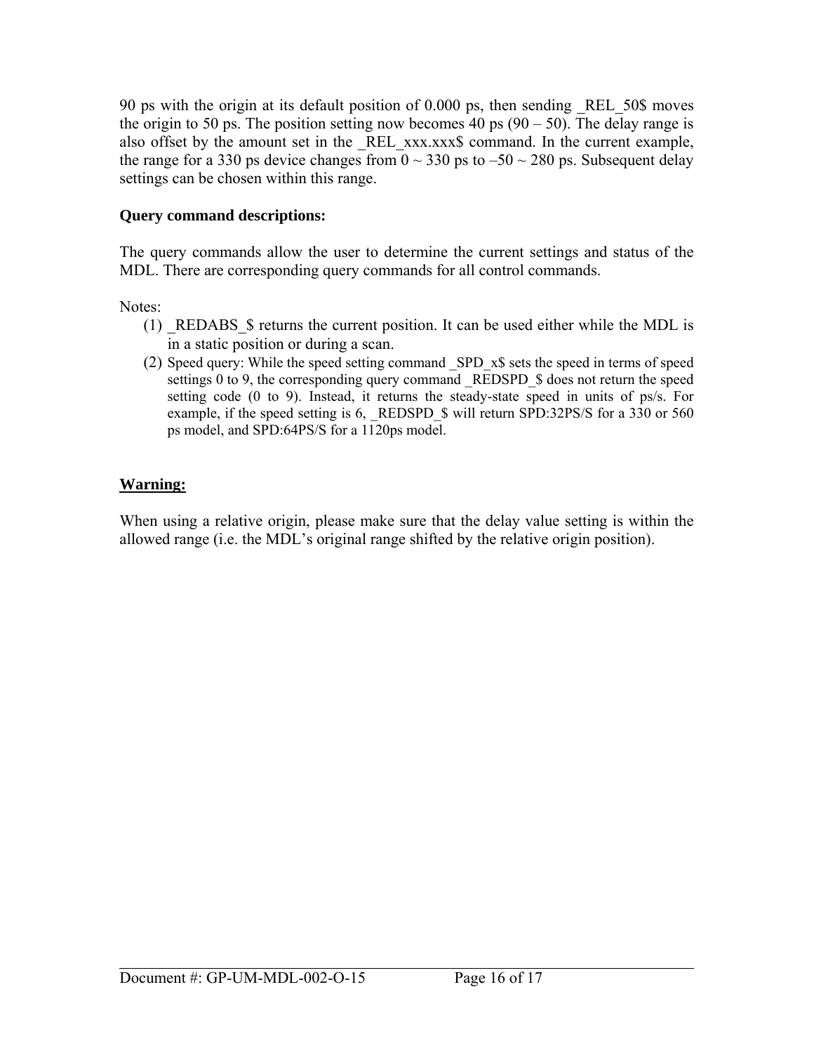90 ps with the origin at its default position of 0.000 ps, then sending _REL_50$ moves the origin to 50 ps. The position setting now becomes 40 ps (90 – 50). The delay range is also offset by the amount set in the _REL_xxx.xxx$ command. In the current example, the range for a 330 ps device changes from 0 ~ 330 ps to –50 ~ 280 ps. Subsequent delay settings can be chosen within this range.

**Query command descriptions:**

The query commands allow the user to determine the current settings and status of the MDL. There are corresponding query commands for all control commands.

Notes:

(1) _REDABS_$ returns the current position. It can be used either while the MDL is in a static position or during a scan.

(2) Speed query: While the speed setting command _SPD_x$ sets the speed in terms of speed settings 0 to 9, the corresponding query command _REDSPD_$ does not return the speed setting code (0 to 9). Instead, it returns the steady-state speed in units of ps/s. For example, if the speed setting is 6, _REDSPD_$ will return SPD:32PS/S for a 330 or 560 ps model, and SPD:64PS/S for a 1120ps model.

**Warning:**

When using a relative origin, please make sure that the delay value setting is within the allowed range (i.e. the MDL's original range shifted by the relative origin position).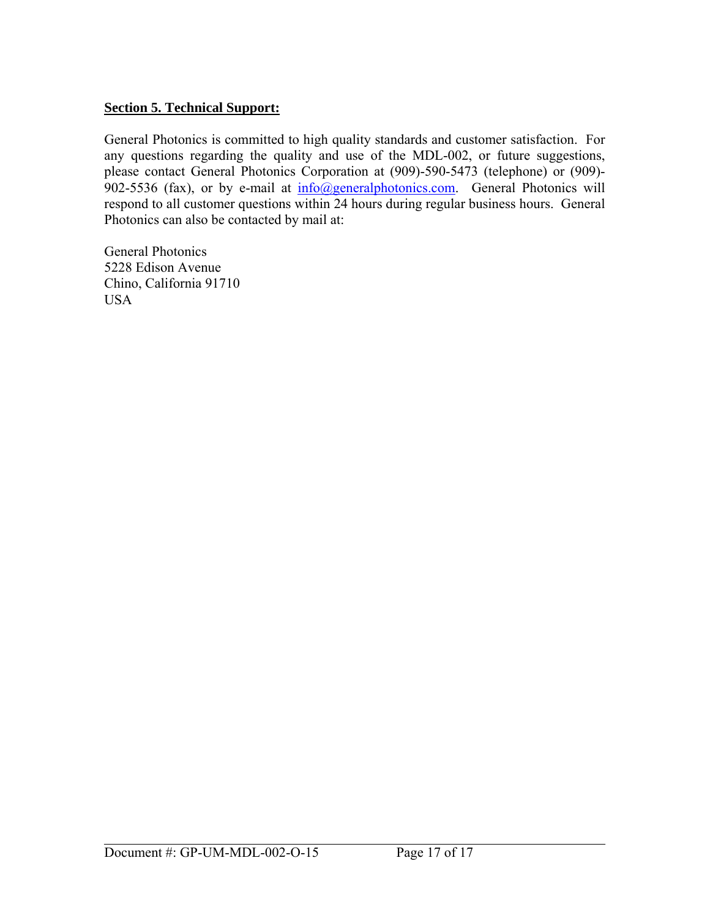**Section 5. Technical Support:**

General Photonics is committed to high quality standards and customer satisfaction. For any questions regarding the quality and use of the MDL-002, or future suggestions, please contact General Photonics Corporation at (909)-590-5473 (telephone) or (909)-902-5536 (fax), or by e-mail at info@generalphotonics.com. General Photonics will respond to all customer questions within 24 hours during regular business hours. General Photonics can also be contacted by mail at:

General Photonics
5228 Edison Avenue
Chino, California 91710
USA